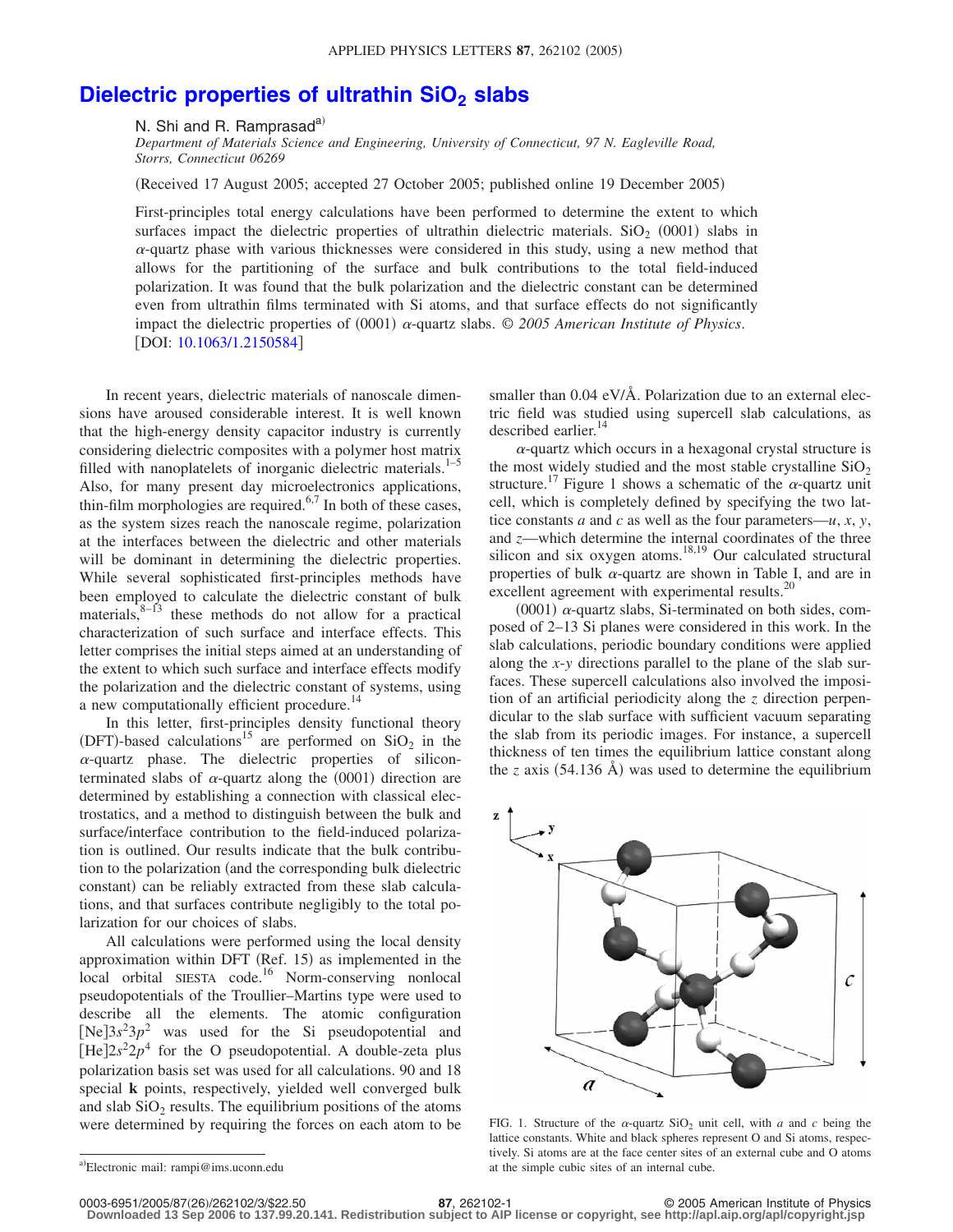# Dielectric properties of ultrathin $SiO_2$ slabs

N. Shi and R. Ramprasad[a)]

*Department of Materials Science and Engineering, University of Connecticut, 97 N. Eagleville Road, Storrs, Connecticut 06269*

(Received 17 August 2005; accepted 27 October 2005; published online 19 December 2005)

First-principles total energy calculations have been performed to determine the extent to which surfaces impact the dielectric properties of ultrathin dielectric materials. $SiO_2$ (0001) slabs in $\alpha$-quartz phase with various thicknesses were considered in this study, using a new method that allows for the partitioning of the surface and bulk contributions to the total field-induced polarization. It was found that the bulk polarization and the dielectric constant can be determined even from ultrathin films terminated with Si atoms, and that surface effects do not significantly impact the dielectric properties of (0001) $\alpha$-quartz slabs. © *2005 American Institute of Physics*. [DOI: 10.1063/1.2150584]

In recent years, dielectric materials of nanoscale dimensions have aroused considerable interest. It is well known that the high-energy density capacitor industry is currently considering dielectric composites with a polymer host matrix filled with nanoplatelets of inorganic dielectric materials.[1–5] Also, for many present day microelectronics applications, thin-film morphologies are required.[6,7] In both of these cases, as the system sizes reach the nanoscale regime, polarization at the interfaces between the dielectric and other materials will be dominant in determining the dielectric properties. While several sophisticated first-principles methods have been employed to calculate the dielectric constant of bulk materials,[8–13] these methods do not allow for a practical characterization of such surface and interface effects. This letter comprises the initial steps aimed at an understanding of the extent to which such surface and interface effects modify the polarization and the dielectric constant of systems, using a new computationally efficient procedure.[14]

In this letter, first-principles density functional theory (DFT)-based calculations[15] are performed on $SiO_2$ in the $\alpha$-quartz phase. The dielectric properties of silicon-terminated slabs of $\alpha$-quartz along the (0001) direction are determined by establishing a connection with classical electrostatics, and a method to distinguish between the bulk and surface/interface contribution to the field-induced polarization is outlined. Our results indicate that the bulk contribution to the polarization (and the corresponding bulk dielectric constant) can be reliably extracted from these slab calculations, and that surfaces contribute negligibly to the total polarization for our choices of slabs.

All calculations were performed using the local density approximation within DFT (Ref. 15) as implemented in the local orbital SIESTA code.[16] Norm-conserving nonlocal pseudopotentials of the Troullier–Martins type were used to describe all the elements. The atomic configuration $[\mathrm{Ne}]3s^2 3p^2$ was used for the Si pseudopotential and $[\mathrm{He}]2s^2 2p^4$ for the O pseudopotential. A double-zeta plus polarization basis set was used for all calculations. 90 and 18 special **k** points, respectively, yielded well converged bulk and slab $SiO_2$ results. The equilibrium positions of the atoms were determined by requiring the forces on each atom to be smaller than 0.04 eV/Å. Polarization due to an external electric field was studied using supercell slab calculations, as described earlier.[14]

$\alpha$-quartz which occurs in a hexagonal crystal structure is the most widely studied and the most stable crystalline $SiO_2$ structure.[17] Figure 1 shows a schematic of the $\alpha$-quartz unit cell, which is completely defined by specifying the two lattice constants $a$ and $c$ as well as the four parameters—$u$, $x$, $y$, and $z$—which determine the internal coordinates of the three silicon and six oxygen atoms.[18,19] Our calculated structural properties of bulk $\alpha$-quartz are shown in Table I, and are in excellent agreement with experimental results.[20]

(0001) $\alpha$-quartz slabs, Si-terminated on both sides, composed of 2–13 Si planes were considered in this work. In the slab calculations, periodic boundary conditions were applied along the $x$-$y$ directions parallel to the plane of the slab surfaces. These supercell calculations also involved the imposition of an artificial periodicity along the $z$ direction perpendicular to the slab surface with sufficient vacuum separating the slab from its periodic images. For instance, a supercell thickness of ten times the equilibrium lattice constant along the $z$ axis (54.136 Å) was used to determine the equilibrium

FIG. 1. Structure of the $\alpha$-quartz $SiO_2$ unit cell, with $a$ and $c$ being the lattice constants. White and black spheres represent O and Si atoms, respectively. Si atoms are at the face center sites of an external cube and O atoms at the simple cubic sites of an internal cube.

a)Electronic mail: rampi@ims.uconn.edu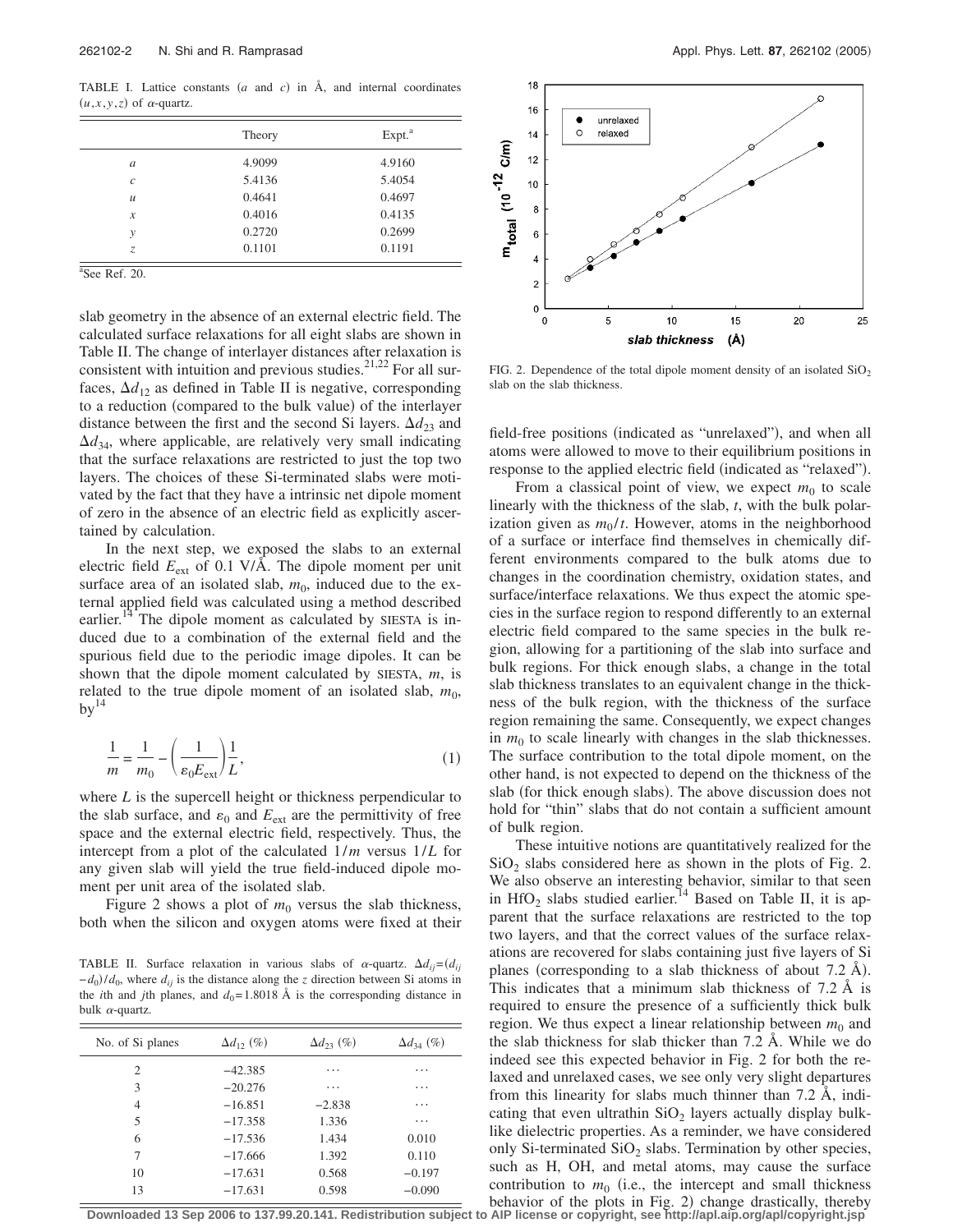TABLE I. Lattice constants ($a$ and $c$) in Å, and internal coordinates $(u, x, y, z)$ of $\alpha$-quartz.

| | Theory | Expt.[a] |
|---|---|---|
| $a$ | 4.9099 | 4.9160 |
| $c$ | 5.4136 | 5.4054 |
| $u$ | 0.4641 | 0.4697 |
| $x$ | 0.4016 | 0.4135 |
| $y$ | 0.2720 | 0.2699 |
| $z$ | 0.1101 | 0.1191 |

[a]See Ref. 20.

slab geometry in the absence of an external electric field. The calculated surface relaxations for all eight slabs are shown in Table II. The change of interlayer distances after relaxation is consistent with intuition and previous studies.[21,22] For all surfaces, $\Delta d_{12}$ as defined in Table II is negative, corresponding to a reduction (compared to the bulk value) of the interlayer distance between the first and the second Si layers. $\Delta d_{23}$ and $\Delta d_{34}$, where applicable, are relatively very small indicating that the surface relaxations are restricted to just the top two layers. The choices of these Si-terminated slabs were motivated by the fact that they have a intrinsic net dipole moment of zero in the absence of an electric field as explicitly ascertained by calculation.

In the next step, we exposed the slabs to an external electric field $E_{ext}$ of 0.1 V/Å. The dipole moment per unit surface area of an isolated slab, $m_0$, induced due to the external applied field was calculated using a method described earlier.[14] The dipole moment as calculated by SIESTA is induced due to a combination of the external field and the spurious field due to the periodic image dipoles. It can be shown that the dipole moment calculated by SIESTA, $m$, is related to the true dipole moment of an isolated slab, $m_0$, by[14]

$$\frac{1}{m} = \frac{1}{m_0} - \left(\frac{1}{\varepsilon_0 E_{ext}}\right)\frac{1}{L}, \tag{1}$$

where $L$ is the supercell height or thickness perpendicular to the slab surface, and $\varepsilon_0$ and $E_{ext}$ are the permittivity of free space and the external electric field, respectively. Thus, the intercept from a plot of the calculated $1/m$ versus $1/L$ for any given slab will yield the true field-induced dipole moment per unit area of the isolated slab.

Figure 2 shows a plot of $m_0$ versus the slab thickness, both when the silicon and oxygen atoms were fixed at their field-free positions (indicated as "unrelaxed"), and when all atoms were allowed to move to their equilibrium positions in response to the applied electric field (indicated as "relaxed").

TABLE II. Surface relaxation in various slabs of $\alpha$-quartz. $\Delta d_{ij} = (d_{ij} - d_0)/d_0$, where $d_{ij}$ is the distance along the $z$ direction between Si atoms in the $i$th and $j$th planes, and $d_0 = 1.8018$ Å is the corresponding distance in bulk $\alpha$-quartz.

| No. of Si planes | $\Delta d_{12}$ (%) | $\Delta d_{23}$ (%) | $\Delta d_{34}$ (%) |
|---|---|---|---|
| 2 | −42.385 | ⋯ | ⋯ |
| 3 | −20.276 | ⋯ | ⋯ |
| 4 | −16.851 | −2.838 | ⋯ |
| 5 | −17.358 | 1.336 | ⋯ |
| 6 | −17.536 | 1.434 | 0.010 |
| 7 | −17.666 | 1.392 | 0.110 |
| 10 | −17.631 | 0.568 | −0.197 |
| 13 | −17.631 | 0.598 | −0.090 |

FIG. 2. Dependence of the total dipole moment density of an isolated $SiO_2$ slab on the slab thickness.

From a classical point of view, we expect $m_0$ to scale linearly with the thickness of the slab, $t$, with the bulk polarization given as $m_0/t$. However, atoms in the neighborhood of a surface or interface find themselves in chemically different environments compared to the bulk atoms due to changes in the coordination chemistry, oxidation states, and surface/interface relaxations. We thus expect the atomic species in the surface region to respond differently to an external electric field compared to the same species in the bulk region, allowing for a partitioning of the slab into surface and bulk regions. For thick enough slabs, a change in the total slab thickness translates to an equivalent change in the thickness of the bulk region, with the thickness of the surface region remaining the same. Consequently, we expect changes in $m_0$ to scale linearly with changes in the slab thicknesses. The surface contribution to the total dipole moment, on the other hand, is not expected to depend on the thickness of the slab (for thick enough slabs). The above discussion does not hold for "thin" slabs that do not contain a sufficient amount of bulk region.

These intuitive notions are quantitatively realized for the $SiO_2$ slabs considered here as shown in the plots of Fig. 2. We also observe an interesting behavior, similar to that seen in $HfO_2$ slabs studied earlier.[14] Based on Table II, it is apparent that the surface relaxations are restricted to the top two layers, and that the correct values of the surface relaxations are recovered for slabs containing just five layers of Si planes (corresponding to a slab thickness of about 7.2 Å). This indicates that a minimum slab thickness of 7.2 Å is required to ensure the presence of a sufficiently thick bulk region. We thus expect a linear relationship between $m_0$ and the slab thickness for slab thicker than 7.2 Å. While we do indeed see this expected behavior in Fig. 2 for both the relaxed and unrelaxed cases, we see only very slight departures from this linearity for slabs much thinner than 7.2 Å, indicating that even ultrathin $SiO_2$ layers actually display bulk-like dielectric properties. As a reminder, we have considered only Si-terminated $SiO_2$ slabs. Termination by other species, such as H, OH, and metal atoms, may cause the surface contribution to $m_0$ (i.e., the intercept and small thickness behavior of the plots in Fig. 2) change drastically, thereby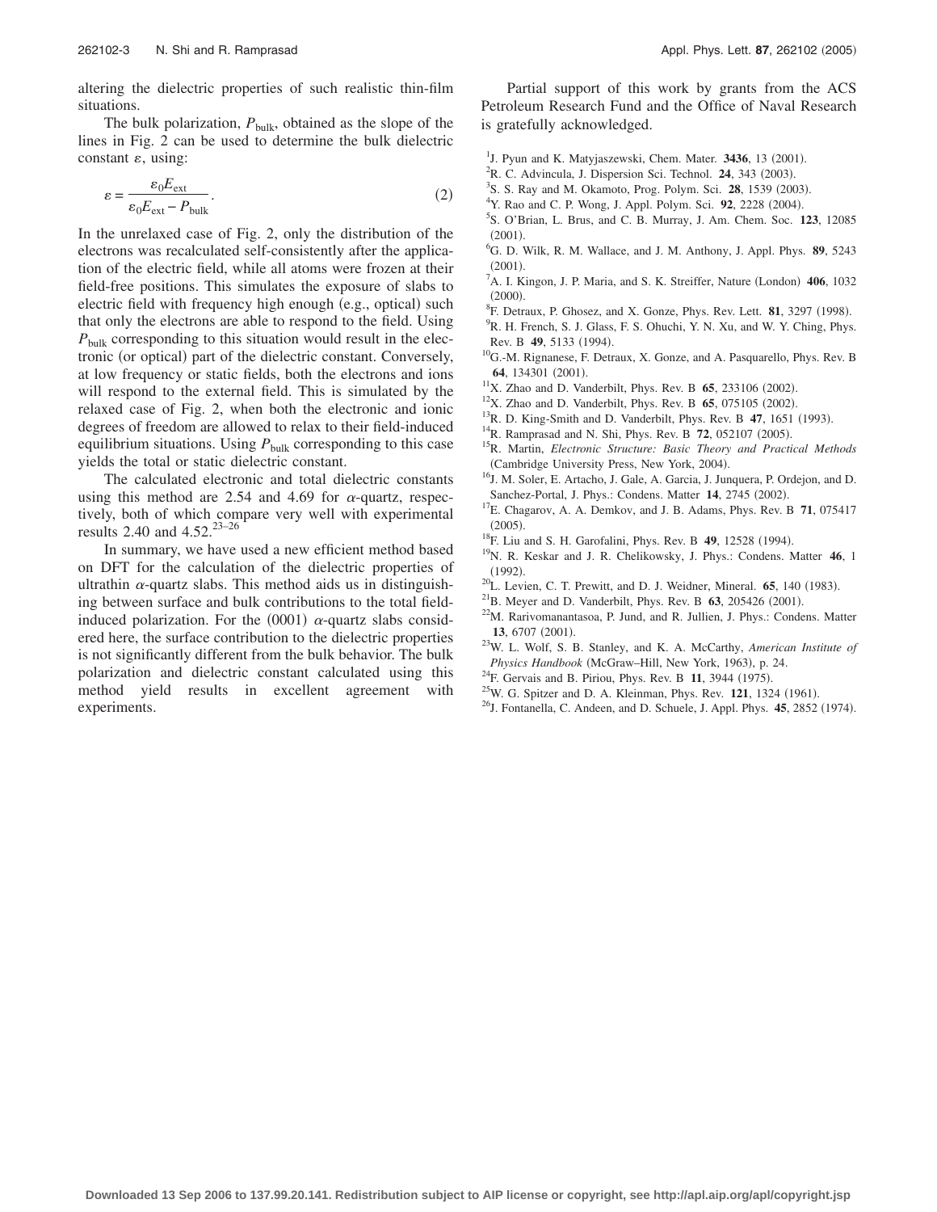altering the dielectric properties of such realistic thin-film situations.

The bulk polarization, $P_{\text{bulk}}$, obtained as the slope of the lines in Fig. 2 can be used to determine the bulk dielectric constant $\varepsilon$, using:

$$\varepsilon = \frac{\varepsilon_0 E_{\text{ext}}}{\varepsilon_0 E_{\text{ext}} - P_{\text{bulk}}}. \tag{2}$$

In the unrelaxed case of Fig. 2, only the distribution of the electrons was recalculated self-consistently after the application of the electric field, while all atoms were frozen at their field-free positions. This simulates the exposure of slabs to electric field with frequency high enough (e.g., optical) such that only the electrons are able to respond to the field. Using $P_{\text{bulk}}$ corresponding to this situation would result in the electronic (or optical) part of the dielectric constant. Conversely, at low frequency or static fields, both the electrons and ions will respond to the external field. This is simulated by the relaxed case of Fig. 2, when both the electronic and ionic degrees of freedom are allowed to relax to their field-induced equilibrium situations. Using $P_{\text{bulk}}$ corresponding to this case yields the total or static dielectric constant.

The calculated electronic and total dielectric constants using this method are 2.54 and 4.69 for $\alpha$-quartz, respectively, both of which compare very well with experimental results 2.40 and 4.52.[23–26]

In summary, we have used a new efficient method based on DFT for the calculation of the dielectric properties of ultrathin $\alpha$-quartz slabs. This method aids us in distinguishing between surface and bulk contributions to the total field-induced polarization. For the (0001) $\alpha$-quartz slabs considered here, the surface contribution to the dielectric properties is not significantly different from the bulk behavior. The bulk polarization and dielectric constant calculated using this method yield results in excellent agreement with experiments.

Partial support of this work by grants from the ACS Petroleum Research Fund and the Office of Naval Research is gratefully acknowledged.

[1] J. Pyun and K. Matyjaszewski, Chem. Mater. **3436**, 13 (2001).
[2] R. C. Advincula, J. Dispersion Sci. Technol. **24**, 343 (2003).
[3] S. S. Ray and M. Okamoto, Prog. Polym. Sci. **28**, 1539 (2003).
[4] Y. Rao and C. P. Wong, J. Appl. Polym. Sci. **92**, 2228 (2004).
[5] S. O'Brian, L. Brus, and C. B. Murray, J. Am. Chem. Soc. **123**, 12085 (2001).
[6] G. D. Wilk, R. M. Wallace, and J. M. Anthony, J. Appl. Phys. **89**, 5243 (2001).
[7] A. I. Kingon, J. P. Maria, and S. K. Streiffer, Nature (London) **406**, 1032 (2000).
[8] F. Detraux, P. Ghosez, and X. Gonze, Phys. Rev. Lett. **81**, 3297 (1998).
[9] R. H. French, S. J. Glass, F. S. Ohuchi, Y. N. Xu, and W. Y. Ching, Phys. Rev. B **49**, 5133 (1994).
[10] G.-M. Rignanese, F. Detraux, X. Gonze, and A. Pasquarello, Phys. Rev. B **64**, 134301 (2001).
[11] X. Zhao and D. Vanderbilt, Phys. Rev. B **65**, 233106 (2002).
[12] X. Zhao and D. Vanderbilt, Phys. Rev. B **65**, 075105 (2002).
[13] R. D. King-Smith and D. Vanderbilt, Phys. Rev. B **47**, 1651 (1993).
[14] R. Ramprasad and N. Shi, Phys. Rev. B **72**, 052107 (2005).
[15] R. Martin, *Electronic Structure: Basic Theory and Practical Methods* (Cambridge University Press, New York, 2004).
[16] J. M. Soler, E. Artacho, J. Gale, A. Garcia, J. Junquera, P. Ordejon, and D. Sanchez-Portal, J. Phys.: Condens. Matter **14**, 2745 (2002).
[17] E. Chagarov, A. A. Demkov, and J. B. Adams, Phys. Rev. B **71**, 075417 (2005).
[18] F. Liu and S. H. Garofalini, Phys. Rev. B **49**, 12528 (1994).
[19] N. R. Keskar and J. R. Chelikowsky, J. Phys.: Condens. Matter **46**, 1 (1992).
[20] L. Levien, C. T. Prewitt, and D. J. Weidner, Mineral. **65**, 140 (1983).
[21] B. Meyer and D. Vanderbilt, Phys. Rev. B **63**, 205426 (2001).
[22] M. Rarivomanantsoa, P. Jund, and R. Jullien, J. Phys.: Condens. Matter **13**, 6707 (2001).
[23] W. L. Wolf, S. B. Stanley, and K. A. McCarthy, *American Institute of Physics Handbook* (McGraw–Hill, New York, 1963), p. 24.
[24] F. Gervais and B. Piriou, Phys. Rev. B **11**, 3944 (1975).
[25] W. G. Spitzer and D. A. Kleinman, Phys. Rev. **121**, 1324 (1961).
[26] J. Fontanella, C. Andeen, and D. Schuele, J. Appl. Phys. **45**, 2852 (1974).